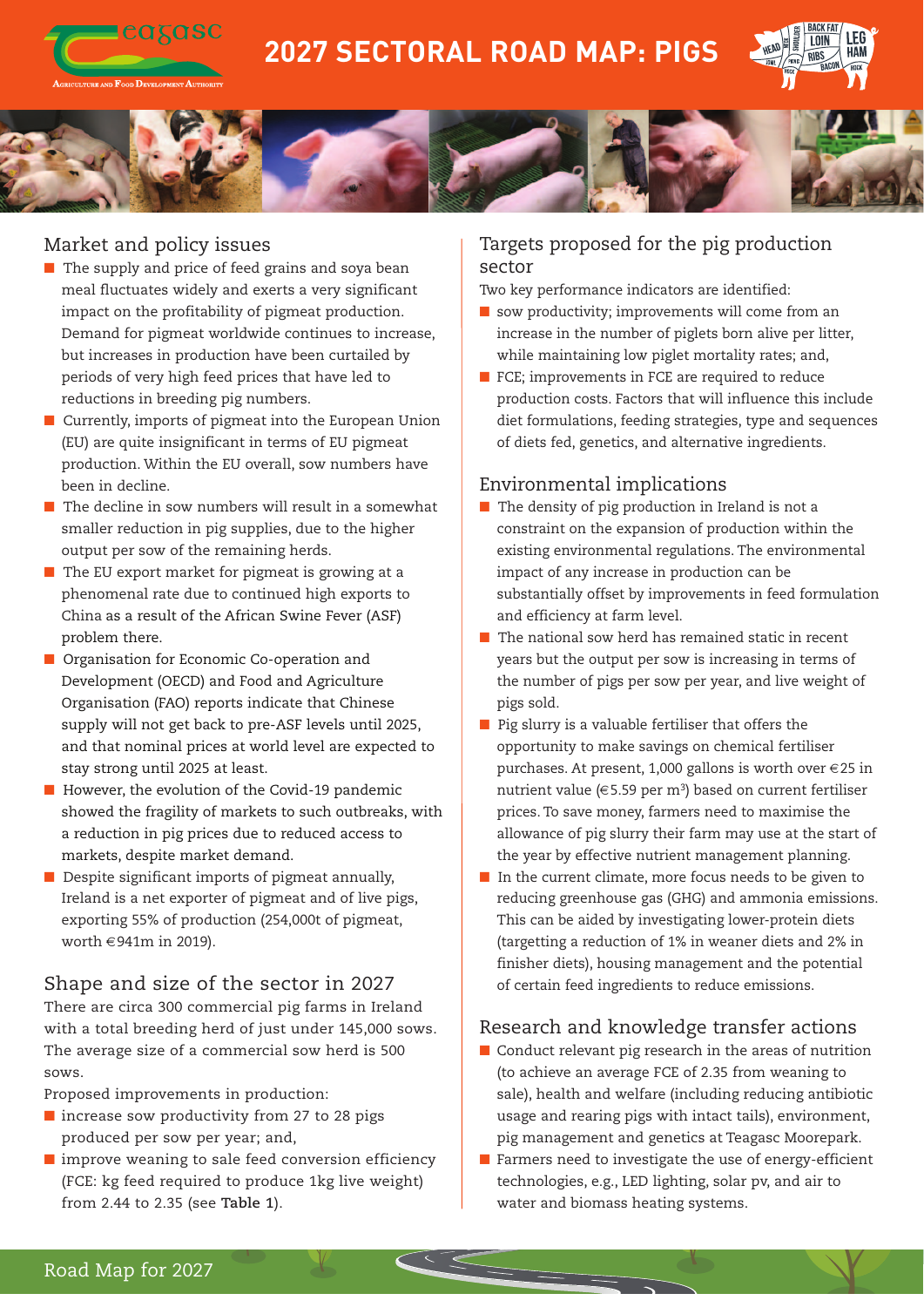# 2027 SECTORAL ROAD MAP: PIGS

## Market and policy issues

- The supply and price of feed grains and soya bean meal fluctuates widely and exerts a very significant impact on the profitability of pigmeat production. Demand for pigmeat worldwide continues to increase, but increases in production have been curtailed by periods of very high feed prices that have led to reductions in breeding pig numbers.
- Currently, imports of pigmeat into the European Union (EU) are quite insignificant in terms of EU pigmeat production. Within the EU overall, sow numbers have been in decline.
- The decline in sow numbers will result in a somewhat smaller reduction in pig supplies, due to the higher output per sow of the remaining herds.
- The EU export market for pigmeat is growing at a phenomenal rate due to continued high exports to China as a result of the African Swine Fever (ASF) problem there.
- Organisation for Economic Co-operation and Development (OECD) and Food and Agriculture Organisation (FAO) reports indicate that Chinese supply will not get back to pre-ASF levels until 2025, and that nominal prices at world level are expected to stay strong until 2025 at least.
- However, the evolution of the Covid-19 pandemic showed the fragility of markets to such outbreaks, with a reduction in pig prices due to reduced access to markets, despite market demand.
- Despite significant imports of pigmeat annually, Ireland is a net exporter of pigmeat and of live pigs, exporting 55% of production (254,000t of pigmeat, worth €941m in 2019).

## Shape and size of the sector in 2027

There are circa 300 commercial pig farms in Ireland with a total breeding herd of just under 145,000 sows. The average size of a commercial sow herd is 500 sows.

Proposed improvements in production:

- increase sow productivity from 27 to 28 pigs produced per sow per year; and,
- improve weaning to sale feed conversion efficiency (FCE: kg feed required to produce 1kg live weight) from 2.44 to 2.35 (see **Table 1**).

## Targets proposed for the pig production sector

Two key performance indicators are identified:

- sow productivity; improvements will come from an increase in the number of piglets born alive per litter, while maintaining low piglet mortality rates; and,
- FCE; improvements in FCE are required to reduce production costs. Factors that will influence this include diet formulations, feeding strategies, type and sequences of diets fed, genetics, and alternative ingredients.

## Environmental implications

- The density of pig production in Ireland is not a constraint on the expansion of production within the existing environmental regulations. The environmental impact of any increase in production can be substantially offset by improvements in feed formulation and efficiency at farm level.
- The national sow herd has remained static in recent years but the output per sow is increasing in terms of the number of pigs per sow per year, and live weight of pigs sold.
- Pig slurry is a valuable fertiliser that offers the opportunity to make savings on chemical fertiliser purchases. At present, 1,000 gallons is worth over €25 in nutrient value (€5.59 per $m^3$) based on current fertiliser prices. To save money, farmers need to maximise the allowance of pig slurry their farm may use at the start of the year by effective nutrient management planning.
- In the current climate, more focus needs to be given to reducing greenhouse gas (GHG) and ammonia emissions. This can be aided by investigating lower-protein diets (targetting a reduction of 1% in weaner diets and 2% in finisher diets), housing management and the potential of certain feed ingredients to reduce emissions.

## Research and knowledge transfer actions

- Conduct relevant pig research in the areas of nutrition (to achieve an average FCE of 2.35 from weaning to sale), health and welfare (including reducing antibiotic usage and rearing pigs with intact tails), environment, pig management and genetics at Teagasc Moorepark.
- Farmers need to investigate the use of energy-efficient technologies, e.g., LED lighting, solar pv, and air to water and biomass heating systems.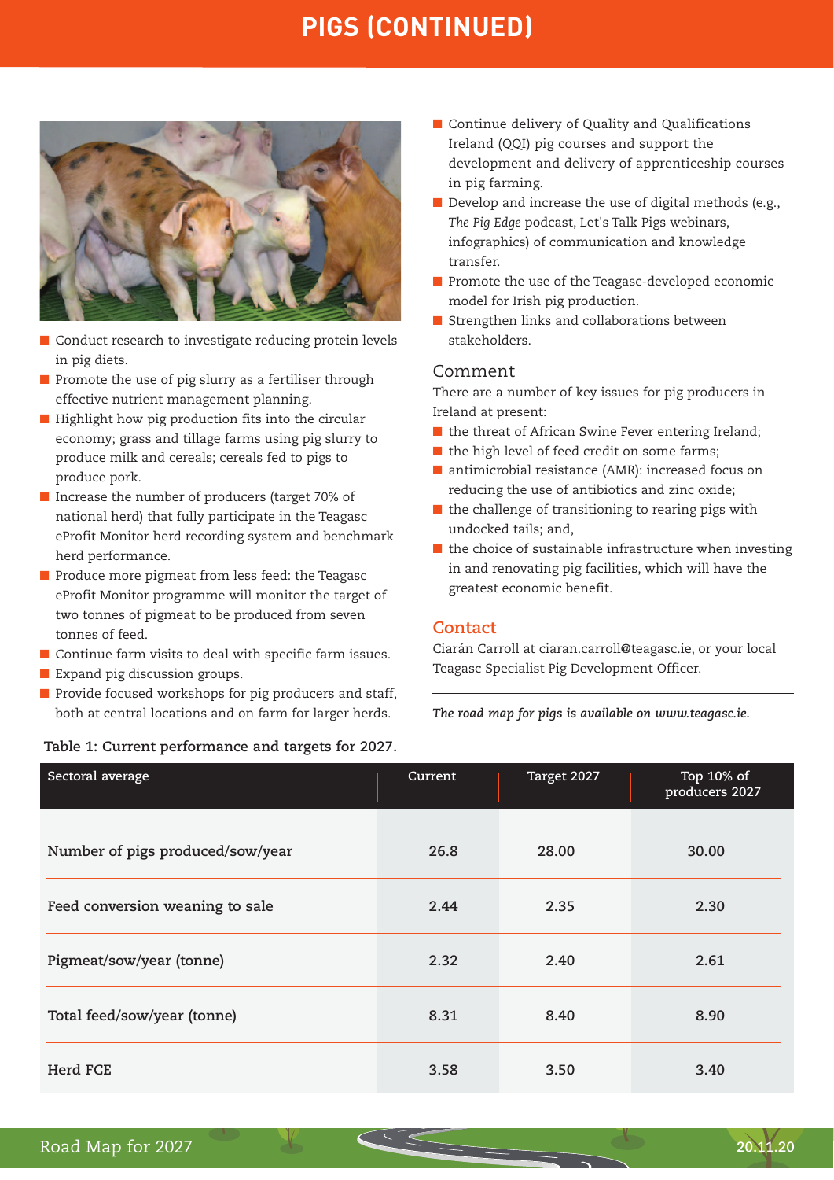# PIGS (CONTINUED)

- Conduct research to investigate reducing protein levels in pig diets.
- Promote the use of pig slurry as a fertiliser through effective nutrient management planning.
- Highlight how pig production fits into the circular economy; grass and tillage farms using pig slurry to produce milk and cereals; cereals fed to pigs to produce pork.
- Increase the number of producers (target 70% of national herd) that fully participate in the Teagasc eProfit Monitor herd recording system and benchmark herd performance.
- Produce more pigmeat from less feed: the Teagasc eProfit Monitor programme will monitor the target of two tonnes of pigmeat to be produced from seven tonnes of feed.
- Continue farm visits to deal with specific farm issues.
- Expand pig discussion groups.
- Provide focused workshops for pig producers and staff, both at central locations and on farm for larger herds.
- Continue delivery of Quality and Qualifications Ireland (QQI) pig courses and support the development and delivery of apprenticeship courses in pig farming.
- Develop and increase the use of digital methods (e.g., *The Pig Edge* podcast, Let's Talk Pigs webinars, infographics) of communication and knowledge transfer.
- Promote the use of the Teagasc-developed economic model for Irish pig production.
- Strengthen links and collaborations between stakeholders.

## Comment

There are a number of key issues for pig producers in Ireland at present:

- the threat of African Swine Fever entering Ireland;
- the high level of feed credit on some farms;
- antimicrobial resistance (AMR): increased focus on reducing the use of antibiotics and zinc oxide;
- the challenge of transitioning to rearing pigs with undocked tails; and,
- the choice of sustainable infrastructure when investing in and renovating pig facilities, which will have the greatest economic benefit.

## Contact

Ciarán Carroll at ciaran.carroll@teagasc.ie, or your local Teagasc Specialist Pig Development Officer.

*The road map for pigs is available on www.teagasc.ie.*

**Table 1: Current performance and targets for 2027.**

| Sectoral average | Current | Target 2027 | Top 10% of producers 2027 |
|---|---|---|---|
| Number of pigs produced/sow/year | 26.8 | 28.00 | 30.00 |
| Feed conversion weaning to sale | 2.44 | 2.35 | 2.30 |
| Pigmeat/sow/year (tonne) | 2.32 | 2.40 | 2.61 |
| Total feed/sow/year (tonne) | 8.31 | 8.40 | 8.90 |
| Herd FCE | 3.58 | 3.50 | 3.40 |